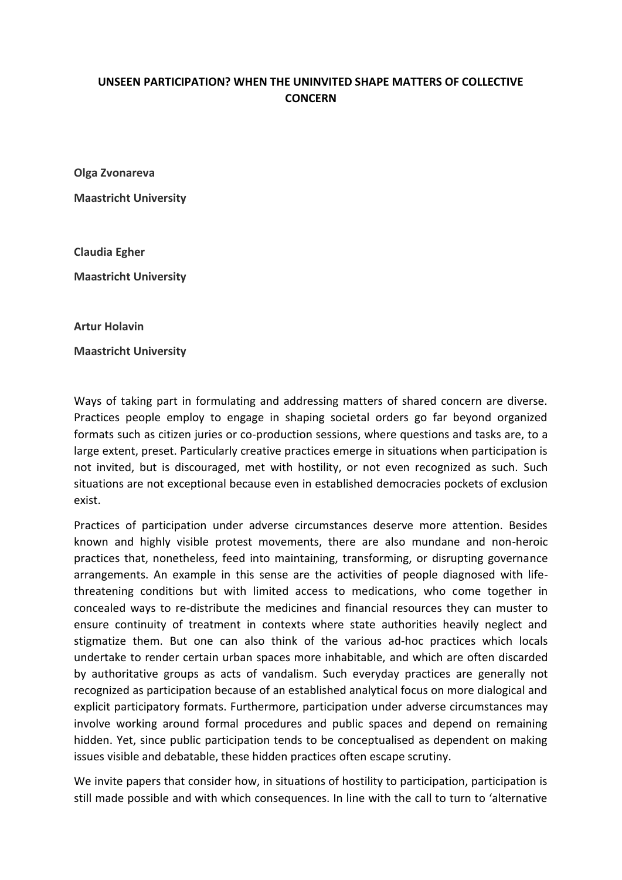# UNSEEN PARTICIPATION? WHEN THE UNINVITED SHAPE MATTERS OF COLLECTIVE CONCERN

**Olga Zvonareva**

**Maastricht University**

**Claudia Egher**

**Maastricht University**

**Artur Holavin**

**Maastricht University**

Ways of taking part in formulating and addressing matters of shared concern are diverse. Practices people employ to engage in shaping societal orders go far beyond organized formats such as citizen juries or co-production sessions, where questions and tasks are, to a large extent, preset. Particularly creative practices emerge in situations when participation is not invited, but is discouraged, met with hostility, or not even recognized as such. Such situations are not exceptional because even in established democracies pockets of exclusion exist.

Practices of participation under adverse circumstances deserve more attention. Besides known and highly visible protest movements, there are also mundane and non-heroic practices that, nonetheless, feed into maintaining, transforming, or disrupting governance arrangements. An example in this sense are the activities of people diagnosed with life-threatening conditions but with limited access to medications, who come together in concealed ways to re-distribute the medicines and financial resources they can muster to ensure continuity of treatment in contexts where state authorities heavily neglect and stigmatize them. But one can also think of the various ad-hoc practices which locals undertake to render certain urban spaces more inhabitable, and which are often discarded by authoritative groups as acts of vandalism. Such everyday practices are generally not recognized as participation because of an established analytical focus on more dialogical and explicit participatory formats. Furthermore, participation under adverse circumstances may involve working around formal procedures and public spaces and depend on remaining hidden. Yet, since public participation tends to be conceptualised as dependent on making issues visible and debatable, these hidden practices often escape scrutiny.

We invite papers that consider how, in situations of hostility to participation, participation is still made possible and with which consequences. In line with the call to turn to 'alternative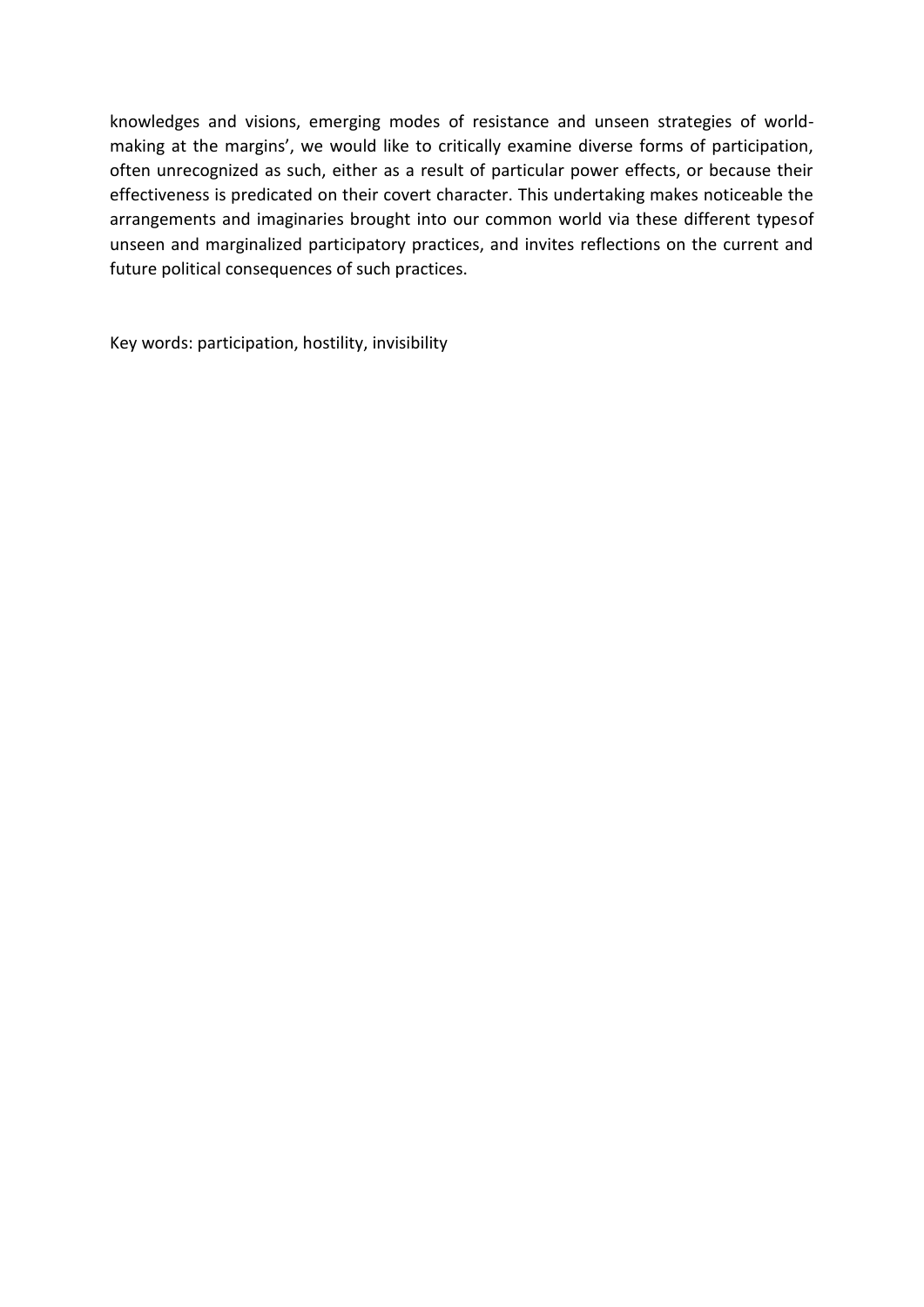knowledges and visions, emerging modes of resistance and unseen strategies of world-making at the margins', we would like to critically examine diverse forms of participation, often unrecognized as such, either as a result of particular power effects, or because their effectiveness is predicated on their covert character. This undertaking makes noticeable the arrangements and imaginaries brought into our common world via these different typesof unseen and marginalized participatory practices, and invites reflections on the current and future political consequences of such practices.

Key words: participation, hostility, invisibility